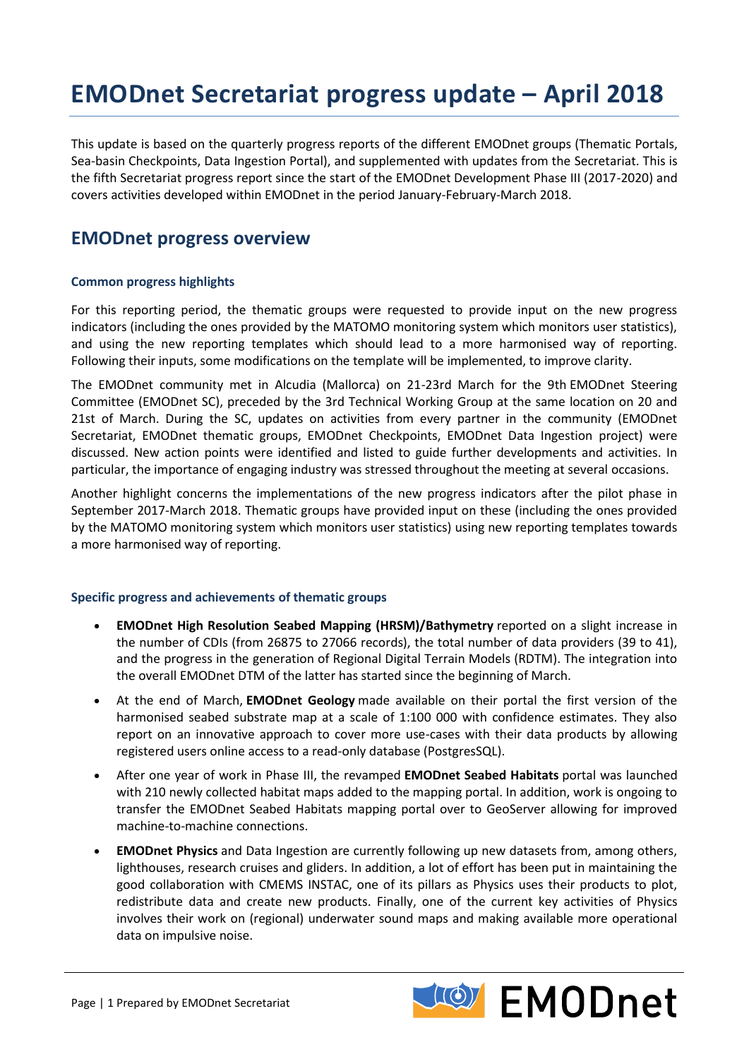# EMODnet Secretariat progress update – April 2018

This update is based on the quarterly progress reports of the different EMODnet groups (Thematic Portals, Sea-basin Checkpoints, Data Ingestion Portal), and supplemented with updates from the Secretariat. This is the fifth Secretariat progress report since the start of the EMODnet Development Phase III (2017-2020) and covers activities developed within EMODnet in the period January-February-March 2018.

## EMODnet progress overview

### Common progress highlights

For this reporting period, the thematic groups were requested to provide input on the new progress indicators (including the ones provided by the MATOMO monitoring system which monitors user statistics), and using the new reporting templates which should lead to a more harmonised way of reporting. Following their inputs, some modifications on the template will be implemented, to improve clarity.

The EMODnet community met in Alcudia (Mallorca) on 21-23rd March for the 9th EMODnet Steering Committee (EMODnet SC), preceded by the 3rd Technical Working Group at the same location on 20 and 21st of March. During the SC, updates on activities from every partner in the community (EMODnet Secretariat, EMODnet thematic groups, EMODnet Checkpoints, EMODnet Data Ingestion project) were discussed. New action points were identified and listed to guide further developments and activities. In particular, the importance of engaging industry was stressed throughout the meeting at several occasions.

Another highlight concerns the implementations of the new progress indicators after the pilot phase in September 2017-March 2018. Thematic groups have provided input on these (including the ones provided by the MATOMO monitoring system which monitors user statistics) using new reporting templates towards a more harmonised way of reporting.

### Specific progress and achievements of thematic groups

- **EMODnet High Resolution Seabed Mapping (HRSM)/Bathymetry** reported on a slight increase in the number of CDIs (from 26875 to 27066 records), the total number of data providers (39 to 41), and the progress in the generation of Regional Digital Terrain Models (RDTM). The integration into the overall EMODnet DTM of the latter has started since the beginning of March.
- At the end of March, **EMODnet Geology** made available on their portal the first version of the harmonised seabed substrate map at a scale of 1:100 000 with confidence estimates. They also report on an innovative approach to cover more use-cases with their data products by allowing registered users online access to a read-only database (PostgresSQL).
- After one year of work in Phase III, the revamped **EMODnet Seabed Habitats** portal was launched with 210 newly collected habitat maps added to the mapping portal. In addition, work is ongoing to transfer the EMODnet Seabed Habitats mapping portal over to GeoServer allowing for improved machine-to-machine connections.
- **EMODnet Physics** and Data Ingestion are currently following up new datasets from, among others, lighthouses, research cruises and gliders. In addition, a lot of effort has been put in maintaining the good collaboration with CMEMS INSTAC, one of its pillars as Physics uses their products to plot, redistribute data and create new products. Finally, one of the current key activities of Physics involves their work on (regional) underwater sound maps and making available more operational data on impulsive noise.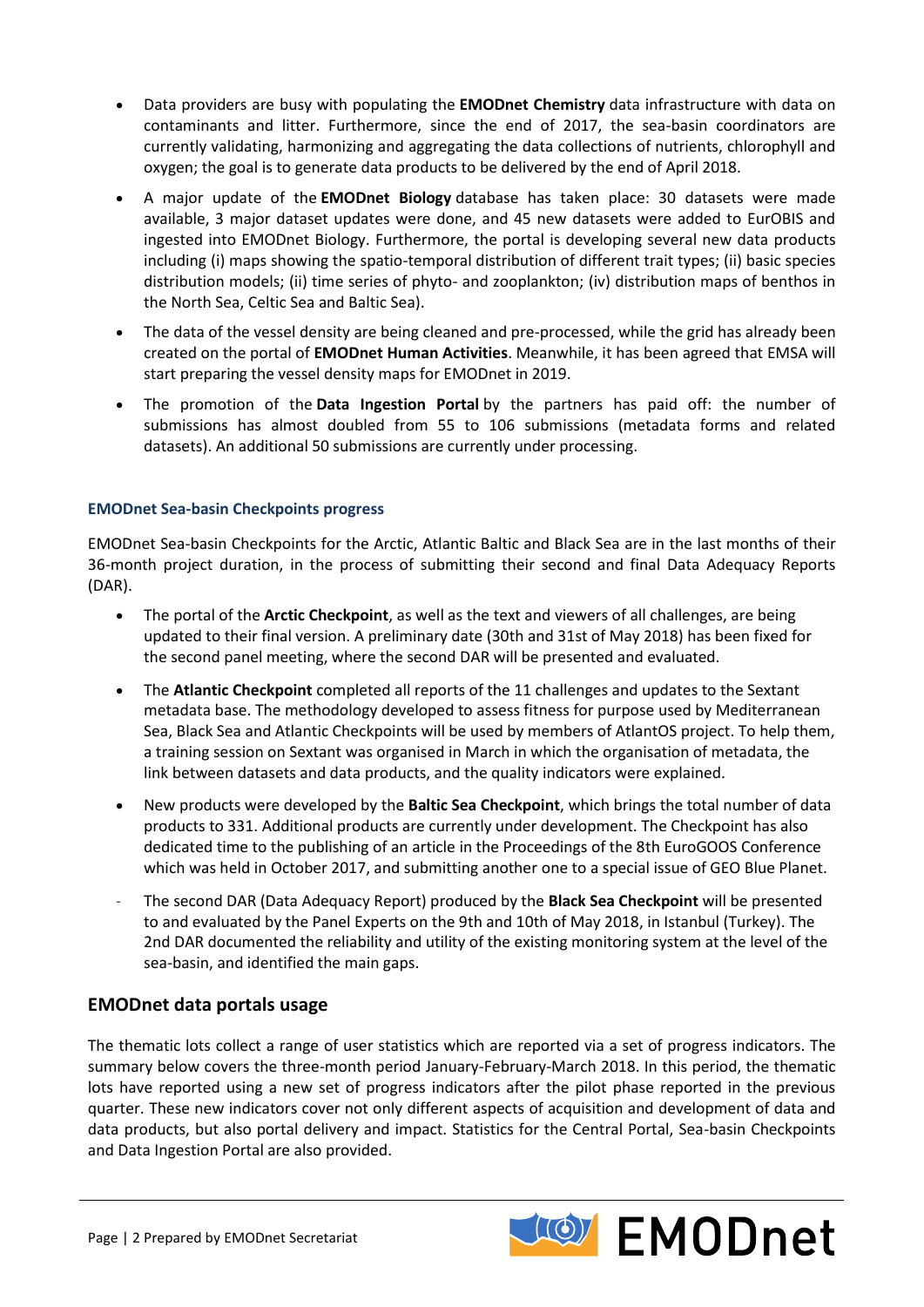- Data providers are busy with populating the **EMODnet Chemistry** data infrastructure with data on contaminants and litter. Furthermore, since the end of 2017, the sea-basin coordinators are currently validating, harmonizing and aggregating the data collections of nutrients, chlorophyll and oxygen; the goal is to generate data products to be delivered by the end of April 2018.
- A major update of the **EMODnet Biology** database has taken place: 30 datasets were made available, 3 major dataset updates were done, and 45 new datasets were added to EurOBIS and ingested into EMODnet Biology. Furthermore, the portal is developing several new data products including (i) maps showing the spatio-temporal distribution of different trait types; (ii) basic species distribution models; (ii) time series of phyto- and zooplankton; (iv) distribution maps of benthos in the North Sea, Celtic Sea and Baltic Sea).
- The data of the vessel density are being cleaned and pre-processed, while the grid has already been created on the portal of **EMODnet Human Activities**. Meanwhile, it has been agreed that EMSA will start preparing the vessel density maps for EMODnet in 2019.
- The promotion of the **Data Ingestion Portal** by the partners has paid off: the number of submissions has almost doubled from 55 to 106 submissions (metadata forms and related datasets). An additional 50 submissions are currently under processing.

### EMODnet Sea-basin Checkpoints progress

EMODnet Sea-basin Checkpoints for the Arctic, Atlantic Baltic and Black Sea are in the last months of their 36-month project duration, in the process of submitting their second and final Data Adequacy Reports (DAR).

- The portal of the **Arctic Checkpoint**, as well as the text and viewers of all challenges, are being updated to their final version. A preliminary date (30th and 31st of May 2018) has been fixed for the second panel meeting, where the second DAR will be presented and evaluated.
- The **Atlantic Checkpoint** completed all reports of the 11 challenges and updates to the Sextant metadata base. The methodology developed to assess fitness for purpose used by Mediterranean Sea, Black Sea and Atlantic Checkpoints will be used by members of AtlantOS project. To help them, a training session on Sextant was organised in March in which the organisation of metadata, the link between datasets and data products, and the quality indicators were explained.
- New products were developed by the **Baltic Sea Checkpoint**, which brings the total number of data products to 331. Additional products are currently under development. The Checkpoint has also dedicated time to the publishing of an article in the Proceedings of the 8th EuroGOOS Conference which was held in October 2017, and submitting another one to a special issue of GEO Blue Planet.
- The second DAR (Data Adequacy Report) produced by the **Black Sea Checkpoint** will be presented to and evaluated by the Panel Experts on the 9th and 10th of May 2018, in Istanbul (Turkey). The 2nd DAR documented the reliability and utility of the existing monitoring system at the level of the sea-basin, and identified the main gaps.

## EMODnet data portals usage

The thematic lots collect a range of user statistics which are reported via a set of progress indicators. The summary below covers the three-month period January-February-March 2018. In this period, the thematic lots have reported using a new set of progress indicators after the pilot phase reported in the previous quarter. These new indicators cover not only different aspects of acquisition and development of data and data products, but also portal delivery and impact. Statistics for the Central Portal, Sea-basin Checkpoints and Data Ingestion Portal are also provided.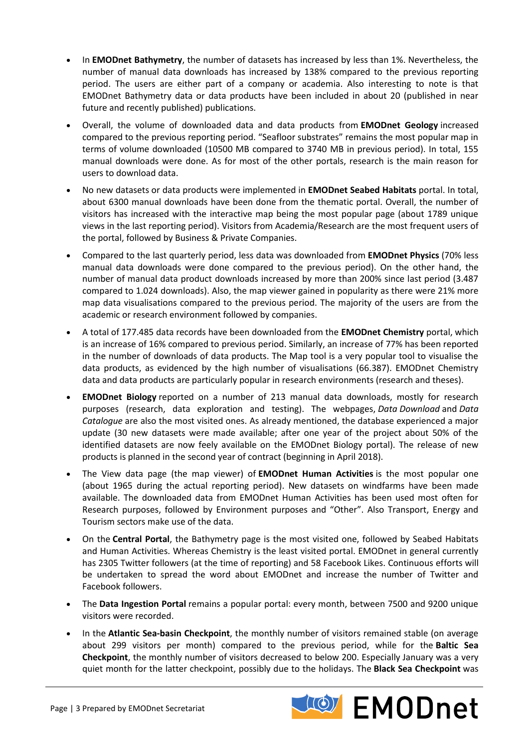- In **EMODnet Bathymetry**, the number of datasets has increased by less than 1%. Nevertheless, the number of manual data downloads has increased by 138% compared to the previous reporting period. The users are either part of a company or academia. Also interesting to note is that EMODnet Bathymetry data or data products have been included in about 20 (published in near future and recently published) publications.

- Overall, the volume of downloaded data and data products from **EMODnet Geology** increased compared to the previous reporting period. "Seafloor substrates" remains the most popular map in terms of volume downloaded (10500 MB compared to 3740 MB in previous period). In total, 155 manual downloads were done. As for most of the other portals, research is the main reason for users to download data.

- No new datasets or data products were implemented in **EMODnet Seabed Habitats** portal. In total, about 6300 manual downloads have been done from the thematic portal. Overall, the number of visitors has increased with the interactive map being the most popular page (about 1789 unique views in the last reporting period). Visitors from Academia/Research are the most frequent users of the portal, followed by Business & Private Companies.

- Compared to the last quarterly period, less data was downloaded from **EMODnet Physics** (70% less manual data downloads were done compared to the previous period). On the other hand, the number of manual data product downloads increased by more than 200% since last period (3.487 compared to 1.024 downloads). Also, the map viewer gained in popularity as there were 21% more map data visualisations compared to the previous period. The majority of the users are from the academic or research environment followed by companies.

- A total of 177.485 data records have been downloaded from the **EMODnet Chemistry** portal, which is an increase of 16% compared to previous period. Similarly, an increase of 77% has been reported in the number of downloads of data products. The Map tool is a very popular tool to visualise the data products, as evidenced by the high number of visualisations (66.387). EMODnet Chemistry data and data products are particularly popular in research environments (research and theses).

- **EMODnet Biology** reported on a number of 213 manual data downloads, mostly for research purposes (research, data exploration and testing). The webpages, *Data Download* and *Data Catalogue* are also the most visited ones. As already mentioned, the database experienced a major update (30 new datasets were made available; after one year of the project about 50% of the identified datasets are now feely available on the EMODnet Biology portal). The release of new products is planned in the second year of contract (beginning in April 2018).

- The View data page (the map viewer) of **EMODnet Human Activities** is the most popular one (about 1965 during the actual reporting period). New datasets on windfarms have been made available. The downloaded data from EMODnet Human Activities has been used most often for Research purposes, followed by Environment purposes and "Other". Also Transport, Energy and Tourism sectors make use of the data.

- On the **Central Portal**, the Bathymetry page is the most visited one, followed by Seabed Habitats and Human Activities. Whereas Chemistry is the least visited portal. EMODnet in general currently has 2305 Twitter followers (at the time of reporting) and 58 Facebook Likes. Continuous efforts will be undertaken to spread the word about EMODnet and increase the number of Twitter and Facebook followers.

- The **Data Ingestion Portal** remains a popular portal: every month, between 7500 and 9200 unique visitors were recorded.

- In the **Atlantic Sea-basin Checkpoint**, the monthly number of visitors remained stable (on average about 299 visitors per month) compared to the previous period, while for the **Baltic Sea Checkpoint**, the monthly number of visitors decreased to below 200. Especially January was a very quiet month for the latter checkpoint, possibly due to the holidays. The **Black Sea Checkpoint** was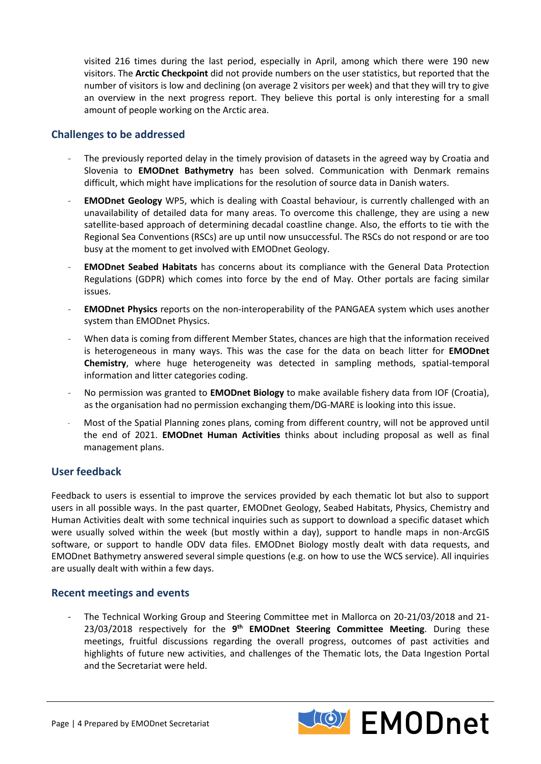visited 216 times during the last period, especially in April, among which there were 190 new visitors. The **Arctic Checkpoint** did not provide numbers on the user statistics, but reported that the number of visitors is low and declining (on average 2 visitors per week) and that they will try to give an overview in the next progress report. They believe this portal is only interesting for a small amount of people working on the Arctic area.

## Challenges to be addressed

- The previously reported delay in the timely provision of datasets in the agreed way by Croatia and Slovenia to **EMODnet Bathymetry** has been solved. Communication with Denmark remains difficult, which might have implications for the resolution of source data in Danish waters.
- **EMODnet Geology** WP5, which is dealing with Coastal behaviour, is currently challenged with an unavailability of detailed data for many areas. To overcome this challenge, they are using a new satellite-based approach of determining decadal coastline change. Also, the efforts to tie with the Regional Sea Conventions (RSCs) are up until now unsuccessful. The RSCs do not respond or are too busy at the moment to get involved with EMODnet Geology.
- **EMODnet Seabed Habitats** has concerns about its compliance with the General Data Protection Regulations (GDPR) which comes into force by the end of May. Other portals are facing similar issues.
- **EMODnet Physics** reports on the non-interoperability of the PANGAEA system which uses another system than EMODnet Physics.
- When data is coming from different Member States, chances are high that the information received is heterogeneous in many ways. This was the case for the data on beach litter for **EMODnet Chemistry**, where huge heterogeneity was detected in sampling methods, spatial-temporal information and litter categories coding.
- No permission was granted to **EMODnet Biology** to make available fishery data from IOF (Croatia), as the organisation had no permission exchanging them/DG-MARE is looking into this issue.
- Most of the Spatial Planning zones plans, coming from different country, will not be approved until the end of 2021. **EMODnet Human Activities** thinks about including proposal as well as final management plans.

## User feedback

Feedback to users is essential to improve the services provided by each thematic lot but also to support users in all possible ways. In the past quarter, EMODnet Geology, Seabed Habitats, Physics, Chemistry and Human Activities dealt with some technical inquiries such as support to download a specific dataset which were usually solved within the week (but mostly within a day), support to handle maps in non-ArcGIS software, or support to handle ODV data files. EMODnet Biology mostly dealt with data requests, and EMODnet Bathymetry answered several simple questions (e.g. on how to use the WCS service). All inquiries are usually dealt with within a few days.

## Recent meetings and events

- The Technical Working Group and Steering Committee met in Mallorca on 20-21/03/2018 and 21-23/03/2018 respectively for the **9th EMODnet Steering Committee Meeting**. During these meetings, fruitful discussions regarding the overall progress, outcomes of past activities and highlights of future new activities, and challenges of the Thematic lots, the Data Ingestion Portal and the Secretariat were held.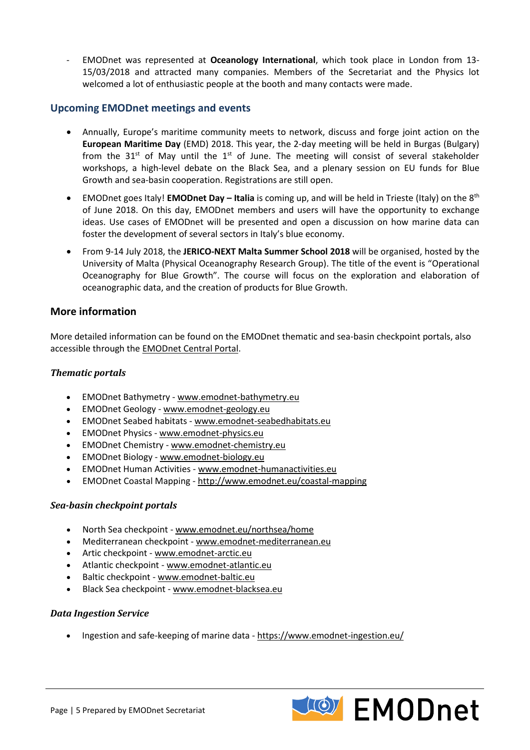- EMODnet was represented at **Oceanology International**, which took place in London from 13-15/03/2018 and attracted many companies. Members of the Secretariat and the Physics lot welcomed a lot of enthusiastic people at the booth and many contacts were made.

## Upcoming EMODnet meetings and events

- Annually, Europe's maritime community meets to network, discuss and forge joint action on the **European Maritime Day** (EMD) 2018. This year, the 2-day meeting will be held in Burgas (Bulgary) from the 31st of May until the 1st of June. The meeting will consist of several stakeholder workshops, a high-level debate on the Black Sea, and a plenary session on EU funds for Blue Growth and sea-basin cooperation. Registrations are still open.
- EMODnet goes Italy! **EMODnet Day – Italia** is coming up, and will be held in Trieste (Italy) on the 8th of June 2018. On this day, EMODnet members and users will have the opportunity to exchange ideas. Use cases of EMODnet will be presented and open a discussion on how marine data can foster the development of several sectors in Italy's blue economy.
- From 9-14 July 2018, the **JERICO-NEXT Malta Summer School 2018** will be organised, hosted by the University of Malta (Physical Oceanography Research Group). The title of the event is "Operational Oceanography for Blue Growth". The course will focus on the exploration and elaboration of oceanographic data, and the creation of products for Blue Growth.

## More information

More detailed information can be found on the EMODnet thematic and sea-basin checkpoint portals, also accessible through the EMODnet Central Portal.

### *Thematic portals*

- EMODnet Bathymetry - www.emodnet-bathymetry.eu
- EMODnet Geology - www.emodnet-geology.eu
- EMODnet Seabed habitats - www.emodnet-seabedhabitats.eu
- EMODnet Physics - www.emodnet-physics.eu
- EMODnet Chemistry - www.emodnet-chemistry.eu
- EMODnet Biology - www.emodnet-biology.eu
- EMODnet Human Activities - www.emodnet-humanactivities.eu
- EMODnet Coastal Mapping - http://www.emodnet.eu/coastal-mapping

### *Sea-basin checkpoint portals*

- North Sea checkpoint - www.emodnet.eu/northsea/home
- Mediterranean checkpoint - www.emodnet-mediterranean.eu
- Artic checkpoint - www.emodnet-arctic.eu
- Atlantic checkpoint - www.emodnet-atlantic.eu
- Baltic checkpoint - www.emodnet-baltic.eu
- Black Sea checkpoint - www.emodnet-blacksea.eu

### *Data Ingestion Service*

- Ingestion and safe-keeping of marine data - https://www.emodnet-ingestion.eu/